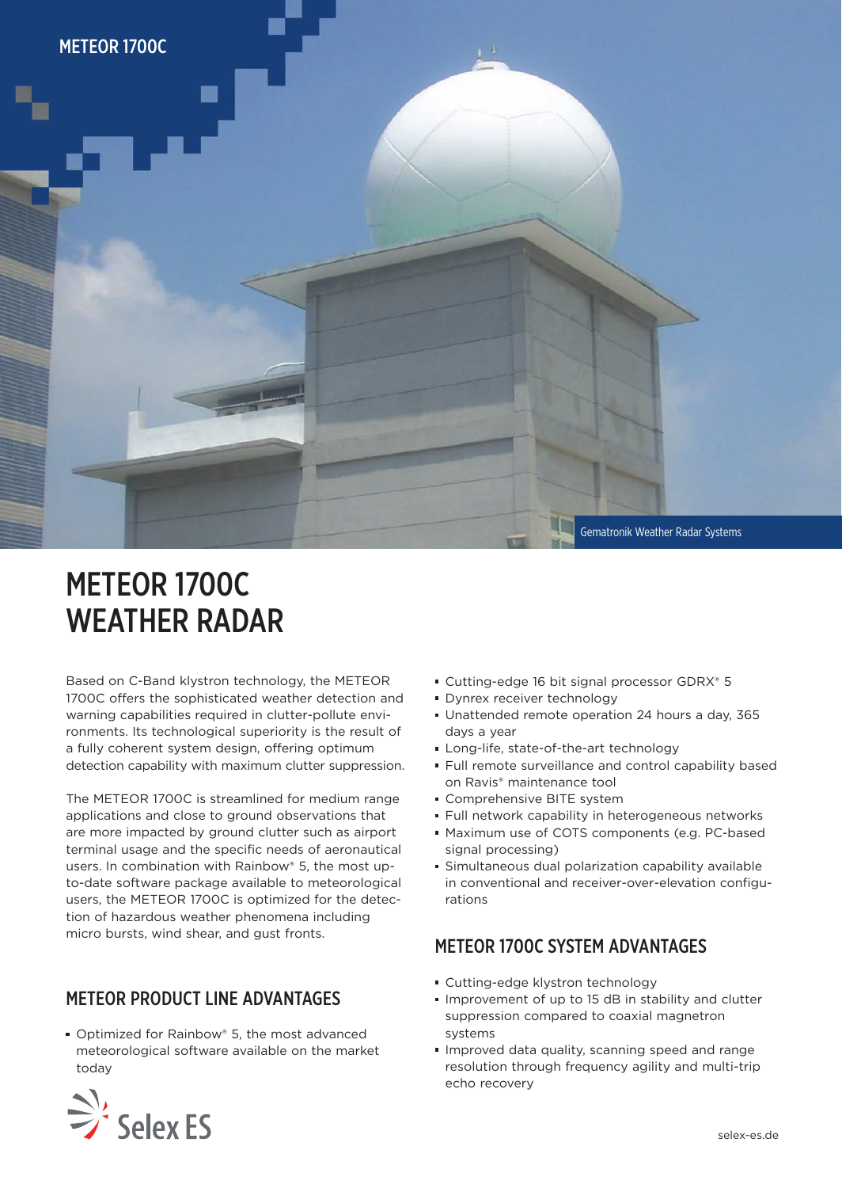METEOR 1700C

Gematronik Weather Radar Systems

# METEOR 1700C WEATHER RADAR

Based on C-Band klystron technology, the METEOR 1700C offers the sophisticated weather detection and warning capabilities required in clutter-pollute environments. Its technological superiority is the result of a fully coherent system design, offering optimum detection capability with maximum clutter suppression.

The METEOR 1700C is streamlined for medium range applications and close to ground observations that are more impacted by ground clutter such as airport terminal usage and the specific needs of aeronautical users. In combination with Rainbow® 5, the most up-to-date software package available to meteorological users, the METEOR 1700C is optimized for the detection of hazardous weather phenomena including micro bursts, wind shear, and gust fronts.

## METEOR PRODUCT LINE ADVANTAGES

- Optimized for Rainbow® 5, the most advanced meteorological software available on the market today
- Cutting-edge 16 bit signal processor GDRX® 5
- Dynrex receiver technology
- Unattended remote operation 24 hours a day, 365 days a year
- Long-life, state-of-the-art technology
- Full remote surveillance and control capability based on Ravis® maintenance tool
- Comprehensive BITE system
- Full network capability in heterogeneous networks
- Maximum use of COTS components (e.g. PC-based signal processing)
- Simultaneous dual polarization capability available in conventional and receiver-over-elevation configurations

## METEOR 1700C SYSTEM ADVANTAGES

- Cutting-edge klystron technology
- Improvement of up to 15 dB in stability and clutter suppression compared to coaxial magnetron systems
- Improved data quality, scanning speed and range resolution through frequency agility and multi-trip echo recovery

Selex ES

selex-es.de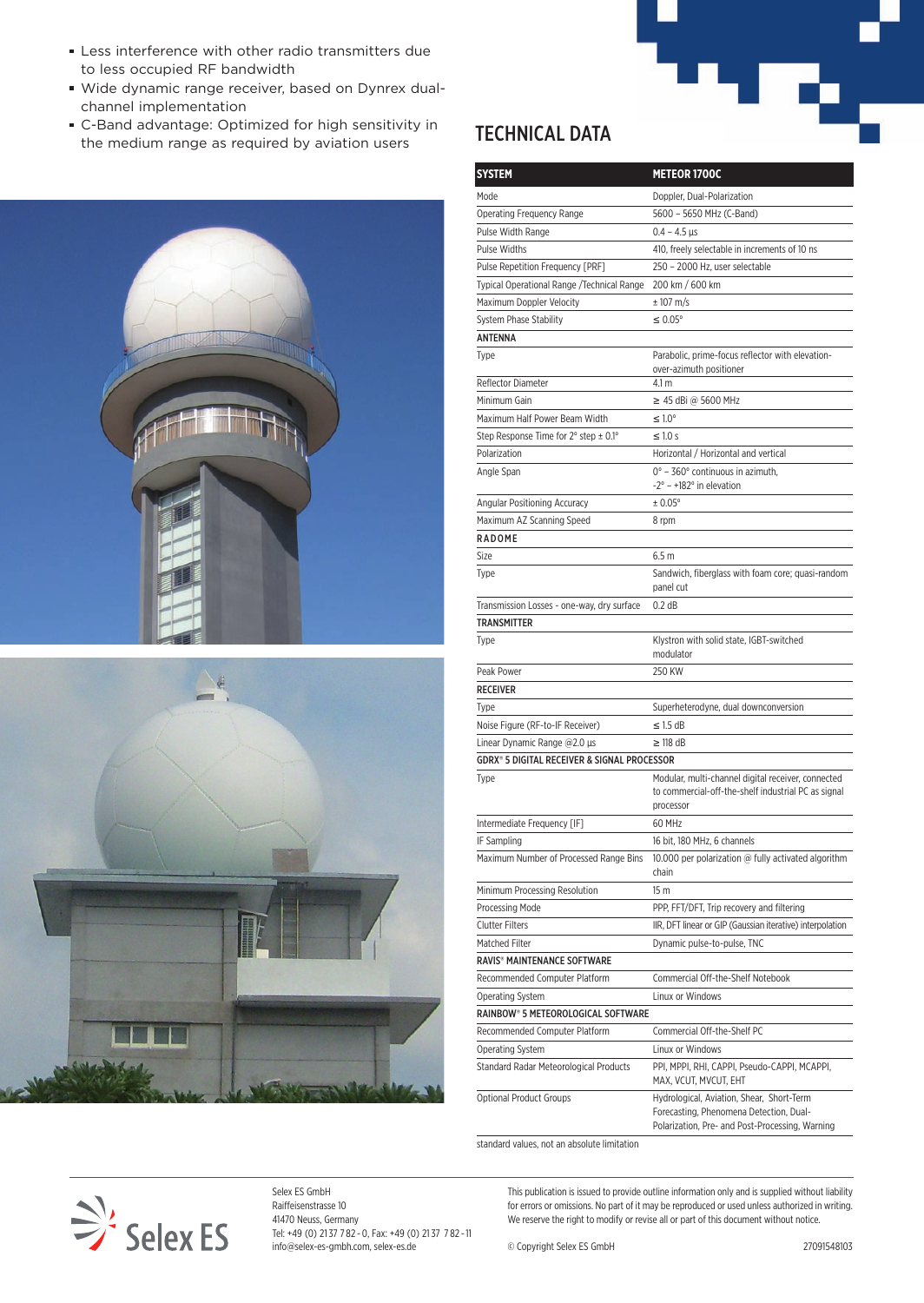- Less interference with other radio transmitters due to less occupied RF bandwidth
- Wide dynamic range receiver, based on Dynrex dual-channel implementation
- C-Band advantage: Optimized for high sensitivity in the medium range as required by aviation users

## TECHNICAL DATA

| SYSTEM | METEOR 1700C |
|---|---|
| Mode | Doppler, Dual-Polarization |
| Operating Frequency Range | 5600 – 5650 MHz (C-Band) |
| Pulse Width Range | 0.4 – 4.5 µs |
| Pulse Widths | 410, freely selectable in increments of 10 ns |
| Pulse Repetition Frequency [PRF] | 250 – 2000 Hz, user selectable |
| Typical Operational Range /Technical Range | 200 km / 600 km |
| Maximum Doppler Velocity | ± 107 m/s |
| System Phase Stability | ≤ 0.05° |
| **ANTENNA** | |
| Type | Parabolic, prime-focus reflector with elevation-over-azimuth positioner |
| Reflector Diameter | 4.1 m |
| Minimum Gain | ≥ 45 dBi @ 5600 MHz |
| Maximum Half Power Beam Width | ≤ 1.0° |
| Step Response Time for 2° step ± 0.1° | ≤ 1.0 s |
| Polarization | Horizontal / Horizontal and vertical |
| Angle Span | 0° – 360° continuous in azimuth, -2° – +182° in elevation |
| Angular Positioning Accuracy | ± 0.05° |
| Maximum AZ Scanning Speed | 8 rpm |
| **RADOME** | |
| Size | 6.5 m |
| Type | Sandwich, fiberglass with foam core; quasi-random panel cut |
| Transmission Losses - one-way, dry surface | 0.2 dB |
| **TRANSMITTER** | |
| Type | Klystron with solid state, IGBT-switched modulator |
| Peak Power | 250 KW |
| **RECEIVER** | |
| Type | Superheterodyne, dual downconversion |
| Noise Figure (RF-to-IF Receiver) | ≤ 1.5 dB |
| Linear Dynamic Range @2.0 µs | ≥ 118 dB |
| **GDRX® 5 DIGITAL RECEIVER & SIGNAL PROCESSOR** | |
| Type | Modular, multi-channel digital receiver, connected to commercial-off-the-shelf industrial PC as signal processor |
| Intermediate Frequency [IF] | 60 MHz |
| IF Sampling | 16 bit, 180 MHz, 6 channels |
| Maximum Number of Processed Range Bins | 10.000 per polarization @ fully activated algorithm chain |
| Minimum Processing Resolution | 15 m |
| Processing Mode | PPP, FFT/DFT, Trip recovery and filtering |
| Clutter Filters | IIR, DFT linear or GIP (Gaussian iterative) interpolation |
| Matched Filter | Dynamic pulse-to-pulse, TNC |
| **RAVIS® MAINTENANCE SOFTWARE** | |
| Recommended Computer Platform | Commercial Off-the-Shelf Notebook |
| Operating System | Linux or Windows |
| **RAINBOW® 5 METEOROLOGICAL SOFTWARE** | |
| Recommended Computer Platform | Commercial Off-the-Shelf PC |
| Operating System | Linux or Windows |
| Standard Radar Meteorological Products | PPI, MPPI, RHI, CAPPI, Pseudo-CAPPI, MCAPPI, MAX, VCUT, MVCUT, EHT |
| Optional Product Groups | Hydrological, Aviation, Shear, Short-Term Forecasting, Phenomena Detection, Dual-Polarization, Pre- and Post-Processing, Warning |

standard values, not an absolute limitation

Selex ES GmbH
Raiffeisenstrasse 10
41470 Neuss, Germany
Tel: +49 (0) 2137 782 - 0, Fax: +49 (0) 2137 782 - 11
info@selex-es-gmbh.com, selex-es.de

This publication is issued to provide outline information only and is supplied without liability for errors or omissions. No part of it may be reproduced or used unless authorized in writing. We reserve the right to modify or revise all or part of this document without notice.

© Copyright Selex ES GmbH

27091548103